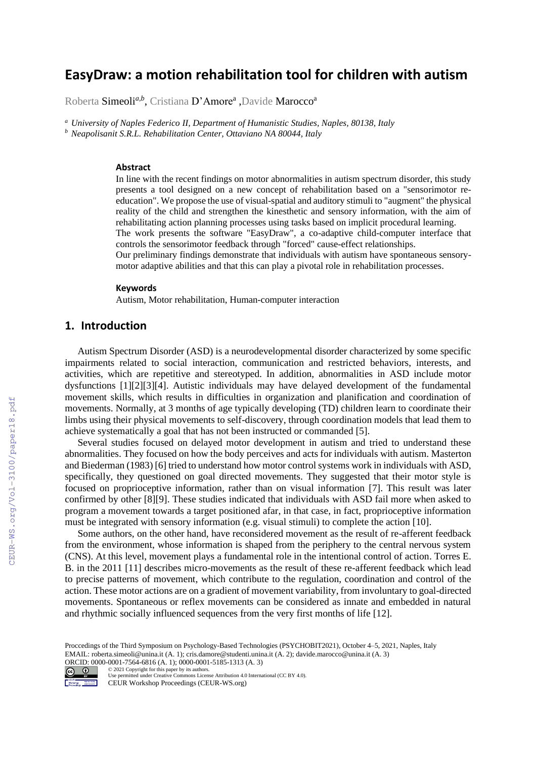# EasyDraw: a motion rehabilitation tool for children with autism

Roberta Simeoli[a,b], Cristiana D'Amore[a], Davide Marocco[a]

[a] *University of Naples Federico II, Department of Humanistic Studies, Naples, 80138, Italy*
[b] *Neapolisanit S.R.L. Rehabilitation Center, Ottaviano NA 80044, Italy*

### Abstract

In line with the recent findings on motor abnormalities in autism spectrum disorder, this study presents a tool designed on a new concept of rehabilitation based on a "sensorimotor re-education". We propose the use of visual-spatial and auditory stimuli to "augment" the physical reality of the child and strengthen the kinesthetic and sensory information, with the aim of rehabilitating action planning processes using tasks based on implicit procedural learning.
The work presents the software "EasyDraw", a co-adaptive child-computer interface that controls the sensorimotor feedback through "forced" cause-effect relationships.
Our preliminary findings demonstrate that individuals with autism have spontaneous sensory-motor adaptive abilities and that this can play a pivotal role in rehabilitation processes.

### Keywords

Autism, Motor rehabilitation, Human-computer interaction

## 1. Introduction

Autism Spectrum Disorder (ASD) is a neurodevelopmental disorder characterized by some specific impairments related to social interaction, communication and restricted behaviors, interests, and activities, which are repetitive and stereotyped. In addition, abnormalities in ASD include motor dysfunctions [1][2][3][4]. Autistic individuals may have delayed development of the fundamental movement skills, which results in difficulties in organization and planification and coordination of movements. Normally, at 3 months of age typically developing (TD) children learn to coordinate their limbs using their physical movements to self-discovery, through coordination models that lead them to achieve systematically a goal that has not been instructed or commanded [5].

Several studies focused on delayed motor development in autism and tried to understand these abnormalities. They focused on how the body perceives and acts for individuals with autism. Masterton and Biederman (1983) [6] tried to understand how motor control systems work in individuals with ASD, specifically, they questioned on goal directed movements. They suggested that their motor style is focused on proprioceptive information, rather than on visual information [7]. This result was later confirmed by other [8][9]. These studies indicated that individuals with ASD fail more when asked to program a movement towards a target positioned afar, in that case, in fact, proprioceptive information must be integrated with sensory information (e.g. visual stimuli) to complete the action [10].

Some authors, on the other hand, have reconsidered movement as the result of re-afferent feedback from the environment, whose information is shaped from the periphery to the central nervous system (CNS). At this level, movement plays a fundamental role in the intentional control of action. Torres E. B. in the 2011 [11] describes micro-movements as the result of these re-afferent feedback which lead to precise patterns of movement, which contribute to the regulation, coordination and control of the action. These motor actions are on a gradient of movement variability, from involuntary to goal-directed movements. Spontaneous or reflex movements can be considered as innate and embedded in natural and rhythmic socially influenced sequences from the very first months of life [12].

Proccedings of the Third Symposium on Psychology-Based Technologies (PSYCHOBIT2021), October 4–5, 2021, Naples, Italy
EMAIL: roberta.simeoli@unina.it (A. 1); cris.damore@studenti.unina.it (A. 2); davide.marocco@unina.it (A. 3)
ORCID: 0000-0001-7564-6816 (A. 1); 0000-0001-5185-1313 (A. 3)
© 2021 Copyright for this paper by its authors.
Use permitted under Creative Commons License Attribution 4.0 International (CC BY 4.0).
CEUR Workshop Proceedings (CEUR-WS.org)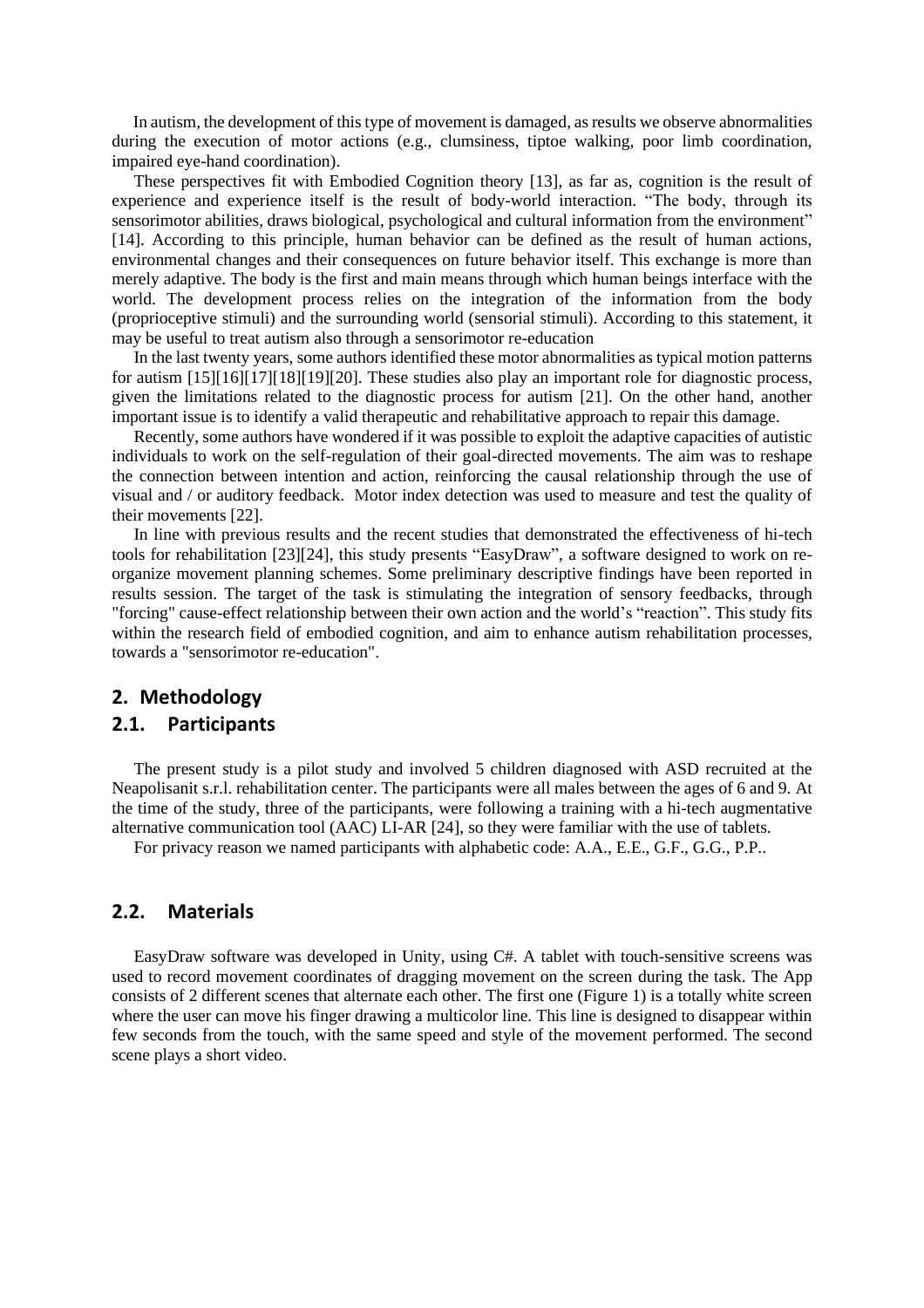In autism, the development of this type of movement is damaged, as results we observe abnormalities during the execution of motor actions (e.g., clumsiness, tiptoe walking, poor limb coordination, impaired eye-hand coordination).

These perspectives fit with Embodied Cognition theory [13], as far as, cognition is the result of experience and experience itself is the result of body-world interaction. "The body, through its sensorimotor abilities, draws biological, psychological and cultural information from the environment" [14]. According to this principle, human behavior can be defined as the result of human actions, environmental changes and their consequences on future behavior itself. This exchange is more than merely adaptive. The body is the first and main means through which human beings interface with the world. The development process relies on the integration of the information from the body (proprioceptive stimuli) and the surrounding world (sensorial stimuli). According to this statement, it may be useful to treat autism also through a sensorimotor re-education

In the last twenty years, some authors identified these motor abnormalities as typical motion patterns for autism [15][16][17][18][19][20]. These studies also play an important role for diagnostic process, given the limitations related to the diagnostic process for autism [21]. On the other hand, another important issue is to identify a valid therapeutic and rehabilitative approach to repair this damage.

Recently, some authors have wondered if it was possible to exploit the adaptive capacities of autistic individuals to work on the self-regulation of their goal-directed movements. The aim was to reshape the connection between intention and action, reinforcing the causal relationship through the use of visual and / or auditory feedback. Motor index detection was used to measure and test the quality of their movements [22].

In line with previous results and the recent studies that demonstrated the effectiveness of hi-tech tools for rehabilitation [23][24], this study presents "EasyDraw", a software designed to work on re-organize movement planning schemes. Some preliminary descriptive findings have been reported in results session. The target of the task is stimulating the integration of sensory feedbacks, through "forcing" cause-effect relationship between their own action and the world's "reaction". This study fits within the research field of embodied cognition, and aim to enhance autism rehabilitation processes, towards a "sensorimotor re-education".

## 2. Methodology

### 2.1. Participants

The present study is a pilot study and involved 5 children diagnosed with ASD recruited at the Neapolisanit s.r.l. rehabilitation center. The participants were all males between the ages of 6 and 9. At the time of the study, three of the participants, were following a training with a hi-tech augmentative alternative communication tool (AAC) LI-AR [24], so they were familiar with the use of tablets.

For privacy reason we named participants with alphabetic code: A.A., E.E., G.F., G.G., P.P..

### 2.2. Materials

EasyDraw software was developed in Unity, using C#. A tablet with touch-sensitive screens was used to record movement coordinates of dragging movement on the screen during the task. The App consists of 2 different scenes that alternate each other. The first one (Figure 1) is a totally white screen where the user can move his finger drawing a multicolor line. This line is designed to disappear within few seconds from the touch, with the same speed and style of the movement performed. The second scene plays a short video.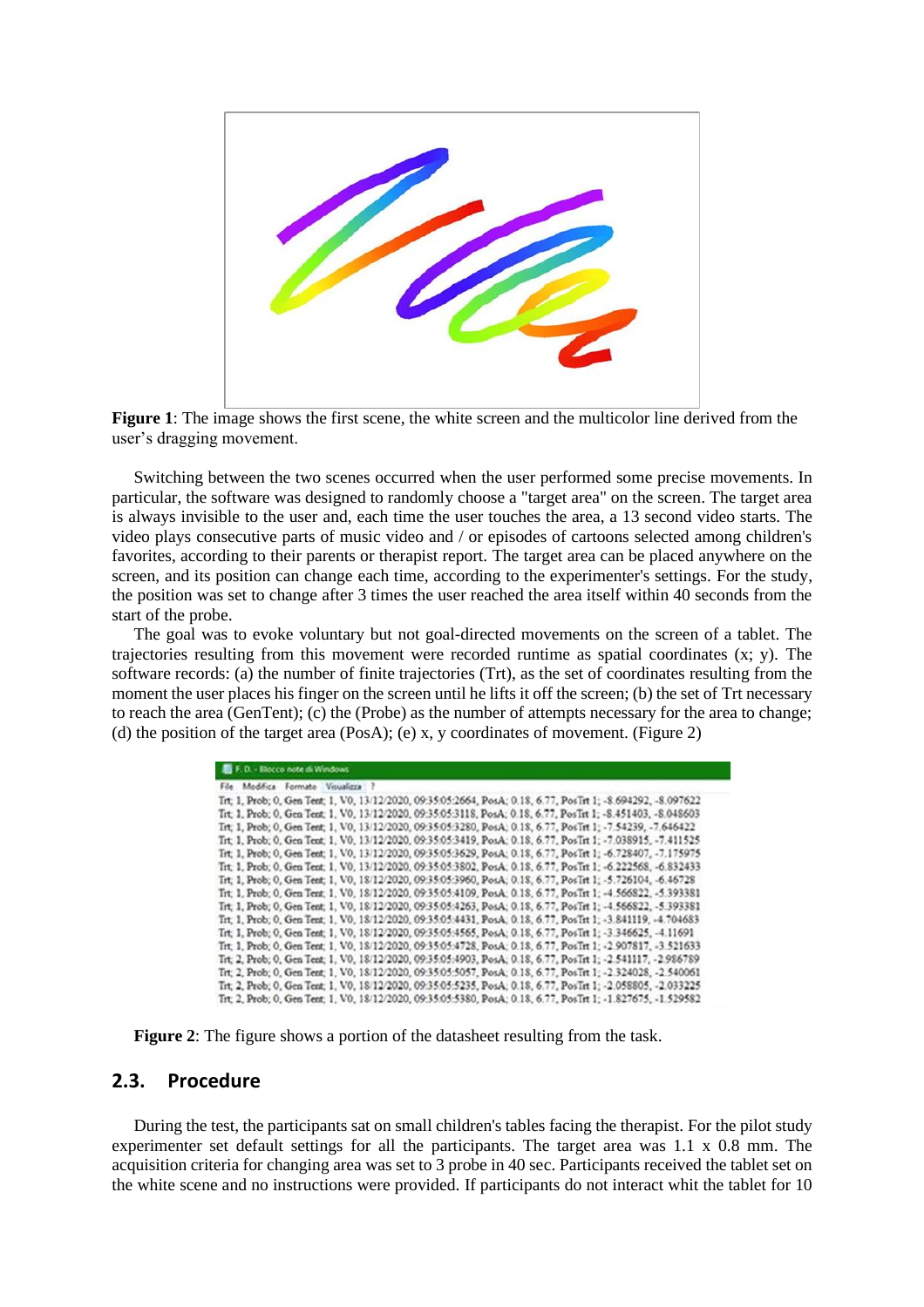**Figure 1**: The image shows the first scene, the white screen and the multicolor line derived from the user's dragging movement.

Switching between the two scenes occurred when the user performed some precise movements. In particular, the software was designed to randomly choose a "target area" on the screen. The target area is always invisible to the user and, each time the user touches the area, a 13 second video starts. The video plays consecutive parts of music video and / or episodes of cartoons selected among children's favorites, according to their parents or therapist report. The target area can be placed anywhere on the screen, and its position can change each time, according to the experimenter's settings. For the study, the position was set to change after 3 times the user reached the area itself within 40 seconds from the start of the probe.

The goal was to evoke voluntary but not goal-directed movements on the screen of a tablet. The trajectories resulting from this movement were recorded runtime as spatial coordinates (x; y). The software records: (a) the number of finite trajectories (Trt), as the set of coordinates resulting from the moment the user places his finger on the screen until he lifts it off the screen; (b) the set of Trt necessary to reach the area (GenTent); (c) the (Probe) as the number of attempts necessary for the area to change; (d) the position of the target area (PosA); (e) x, y coordinates of movement. (Figure 2)

```
F. D. - Blocco note di Windows
File  Modifica  Formato  Visualizza  ?
Trt; 1, Prob; 0, Gen Tent; 1, V0, 13/12/2020, 09:35:05:2664, PosA; 0.18, 6.77, PosTrt 1; -8.694292, -8.097622
Trt; 1, Prob; 0, Gen Tent; 1, V0, 13/12/2020, 09:35:05:3118, PosA; 0.18, 6.77, PosTrt 1; -8.451403, -8.048603
Trt; 1, Prob; 0, Gen Tent; 1, V0, 13/12/2020, 09:35:05:3280, PosA; 0.18, 6.77, PosTrt 1; -7.54239, -7.646422
Trt; 1, Prob; 0, Gen Tent; 1, V0, 13/12/2020, 09:35:05:3419, PosA; 0.18, 6.77, PosTrt 1; -7.038915, -7.411525
Trt; 1, Prob; 0, Gen Tent; 1, V0, 13/12/2020, 09:35:05:3629, PosA; 0.18, 6.77, PosTrt 1; -6.728407, -7.175975
Trt; 1, Prob; 0, Gen Tent; 1, V0, 13/12/2020, 09:35:05:3802, PosA; 0.18, 6.77, PosTrt 1; -6.222568, -6.832433
Trt; 1, Prob; 0, Gen Tent; 1, V0, 18/12/2020, 09:35:05:3960, PosA; 0.18, 6.77, PosTrt 1; -5.726104, -6.46728
Trt; 1, Prob; 0, Gen Tent; 1, V0, 18/12/2020, 09:35:05:4109, PosA; 0.18, 6.77, PosTrt 1; -4.566822, -5.393381
Trt; 1, Prob; 0, Gen Tent; 1, V0, 18/12/2020, 09:35:05:4263, PosA; 0.18, 6.77, PosTrt 1; -4.566822, -5.393381
Trt; 1, Prob; 0, Gen Tent; 1, V0, 18/12/2020, 09:35:05:4431, PosA; 0.18, 6.77, PosTrt 1; -3.841119, -4.704683
Trt; 1, Prob; 0, Gen Tent; 1, V0, 18/12/2020, 09:35:05:4565, PosA; 0.18, 6.77, PosTrt 1; -3.346625, -4.11691
Trt; 1, Prob; 0, Gen Tent; 1, V0, 18/12/2020, 09:35:05:4728, PosA; 0.18, 6.77, PosTrt 1; -2.907817, -3.521633
Trt; 2, Prob; 0, Gen Tent; 1, V0, 18/12/2020, 09:35:05:4903, PosA; 0.18, 6.77, PosTrt 1; -2.541117, -2.986789
Trt; 2, Prob; 0, Gen Tent; 1, V0, 18/12/2020, 09:35:05:5057, PosA; 0.18, 6.77, PosTrt 1; -2.324028, -2.540061
Trt; 2, Prob; 0, Gen Tent; 1, V0, 18/12/2020, 09:35:05:5235, PosA; 0.18, 6.77, PosTrt 1; -2.058805, -2.033225
Trt; 2, Prob; 0, Gen Tent; 1, V0, 18/12/2020, 09:35:05:5380, PosA; 0.18, 6.77, PosTrt 1; -1.827675, -1.529582
```

**Figure 2**: The figure shows a portion of the datasheet resulting from the task.

## 2.3. Procedure

During the test, the participants sat on small children's tables facing the therapist. For the pilot study experimenter set default settings for all the participants. The target area was 1.1 x 0.8 mm. The acquisition criteria for changing area was set to 3 probe in 40 sec. Participants received the tablet set on the white scene and no instructions were provided. If participants do not interact whit the tablet for 10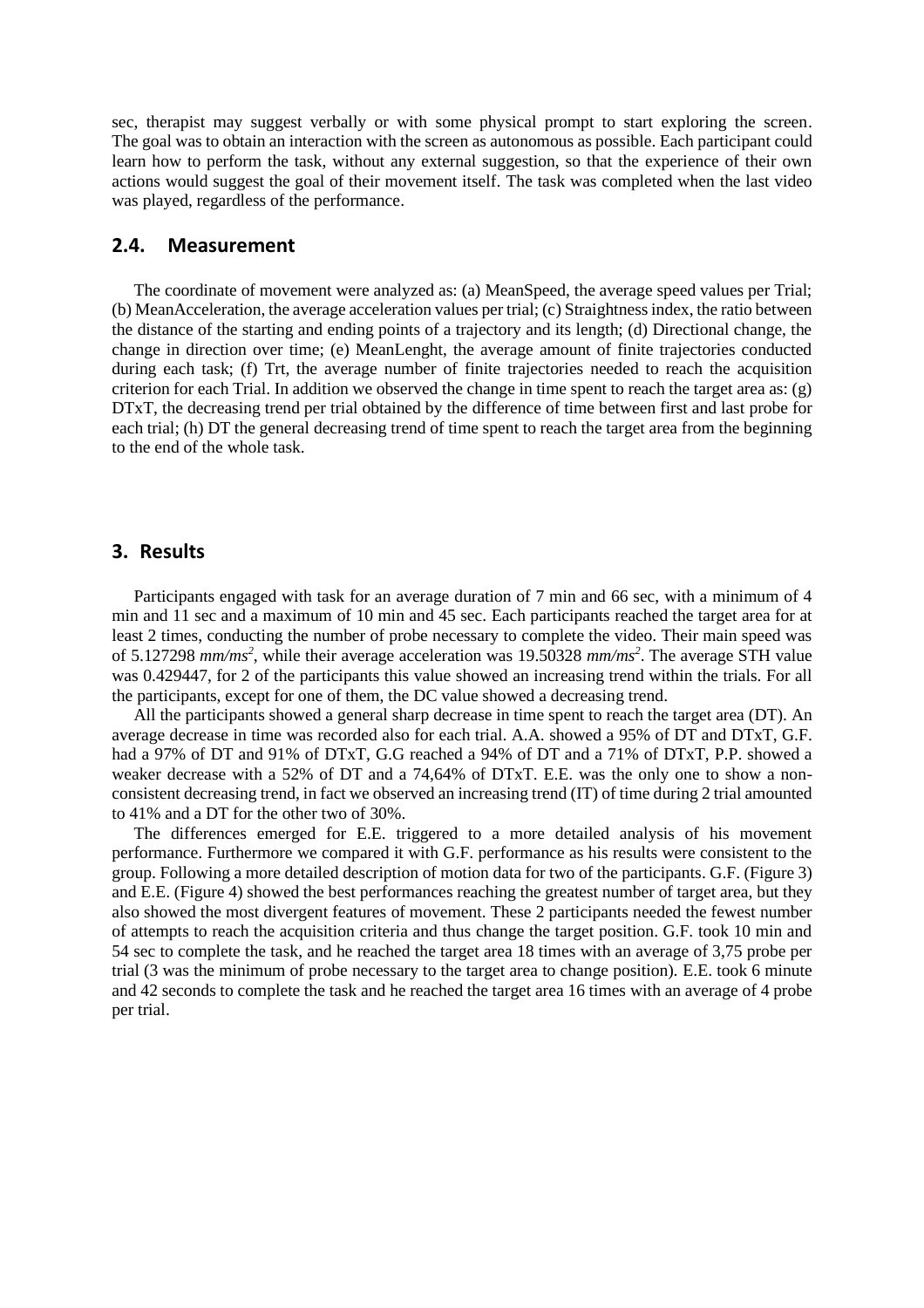sec, therapist may suggest verbally or with some physical prompt to start exploring the screen. The goal was to obtain an interaction with the screen as autonomous as possible. Each participant could learn how to perform the task, without any external suggestion, so that the experience of their own actions would suggest the goal of their movement itself. The task was completed when the last video was played, regardless of the performance.

## 2.4. Measurement

The coordinate of movement were analyzed as: (a) MeanSpeed, the average speed values per Trial; (b) MeanAcceleration, the average acceleration values per trial; (c) Straightness index, the ratio between the distance of the starting and ending points of a trajectory and its length; (d) Directional change, the change in direction over time; (e) MeanLenght, the average amount of finite trajectories conducted during each task; (f) Trt, the average number of finite trajectories needed to reach the acquisition criterion for each Trial. In addition we observed the change in time spent to reach the target area as: (g) DTxT, the decreasing trend per trial obtained by the difference of time between first and last probe for each trial; (h) DT the general decreasing trend of time spent to reach the target area from the beginning to the end of the whole task.

# 3. Results

Participants engaged with task for an average duration of 7 min and 66 sec, with a minimum of 4 min and 11 sec and a maximum of 10 min and 45 sec. Each participants reached the target area for at least 2 times, conducting the number of probe necessary to complete the video. Their main speed was of 5.127298 *mm/ms*$^2$, while their average acceleration was 19.50328 *mm/ms*$^2$. The average STH value was 0.429447, for 2 of the participants this value showed an increasing trend within the trials. For all the participants, except for one of them, the DC value showed a decreasing trend.

All the participants showed a general sharp decrease in time spent to reach the target area (DT). An average decrease in time was recorded also for each trial. A.A. showed a 95% of DT and DTxT, G.F. had a 97% of DT and 91% of DTxT, G.G reached a 94% of DT and a 71% of DTxT, P.P. showed a weaker decrease with a 52% of DT and a 74,64% of DTxT. E.E. was the only one to show a non-consistent decreasing trend, in fact we observed an increasing trend (IT) of time during 2 trial amounted to 41% and a DT for the other two of 30%.

The differences emerged for E.E. triggered to a more detailed analysis of his movement performance. Furthermore we compared it with G.F. performance as his results were consistent to the group. Following a more detailed description of motion data for two of the participants. G.F. (Figure 3) and E.E. (Figure 4) showed the best performances reaching the greatest number of target area, but they also showed the most divergent features of movement. These 2 participants needed the fewest number of attempts to reach the acquisition criteria and thus change the target position. G.F. took 10 min and 54 sec to complete the task, and he reached the target area 18 times with an average of 3,75 probe per trial (3 was the minimum of probe necessary to the target area to change position). E.E. took 6 minute and 42 seconds to complete the task and he reached the target area 16 times with an average of 4 probe per trial.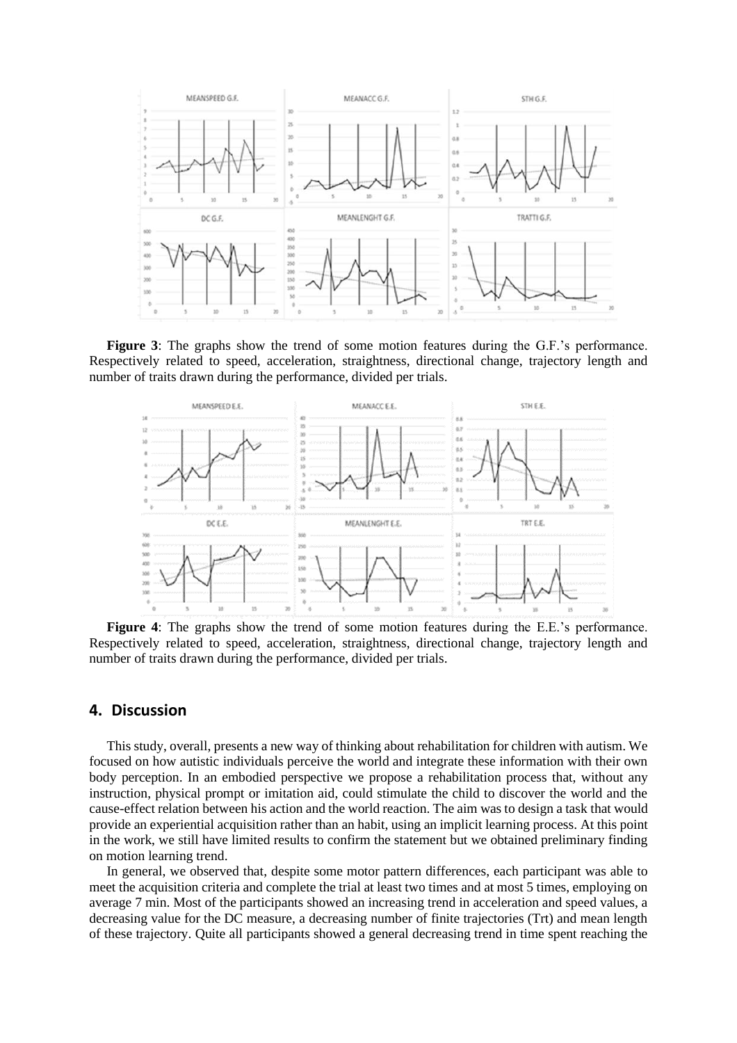**Figure 3**: The graphs show the trend of some motion features during the G.F.'s performance. Respectively related to speed, acceleration, straightness, directional change, trajectory length and number of traits drawn during the performance, divided per trials.

**Figure 4**: The graphs show the trend of some motion features during the E.E.'s performance. Respectively related to speed, acceleration, straightness, directional change, trajectory length and number of traits drawn during the performance, divided per trials.

## 4. Discussion

This study, overall, presents a new way of thinking about rehabilitation for children with autism. We focused on how autistic individuals perceive the world and integrate these information with their own body perception. In an embodied perspective we propose a rehabilitation process that, without any instruction, physical prompt or imitation aid, could stimulate the child to discover the world and the cause-effect relation between his action and the world reaction. The aim was to design a task that would provide an experiential acquisition rather than an habit, using an implicit learning process. At this point in the work, we still have limited results to confirm the statement but we obtained preliminary finding on motion learning trend.

In general, we observed that, despite some motor pattern differences, each participant was able to meet the acquisition criteria and complete the trial at least two times and at most 5 times, employing on average 7 min. Most of the participants showed an increasing trend in acceleration and speed values, a decreasing value for the DC measure, a decreasing number of finite trajectories (Trt) and mean length of these trajectory. Quite all participants showed a general decreasing trend in time spent reaching the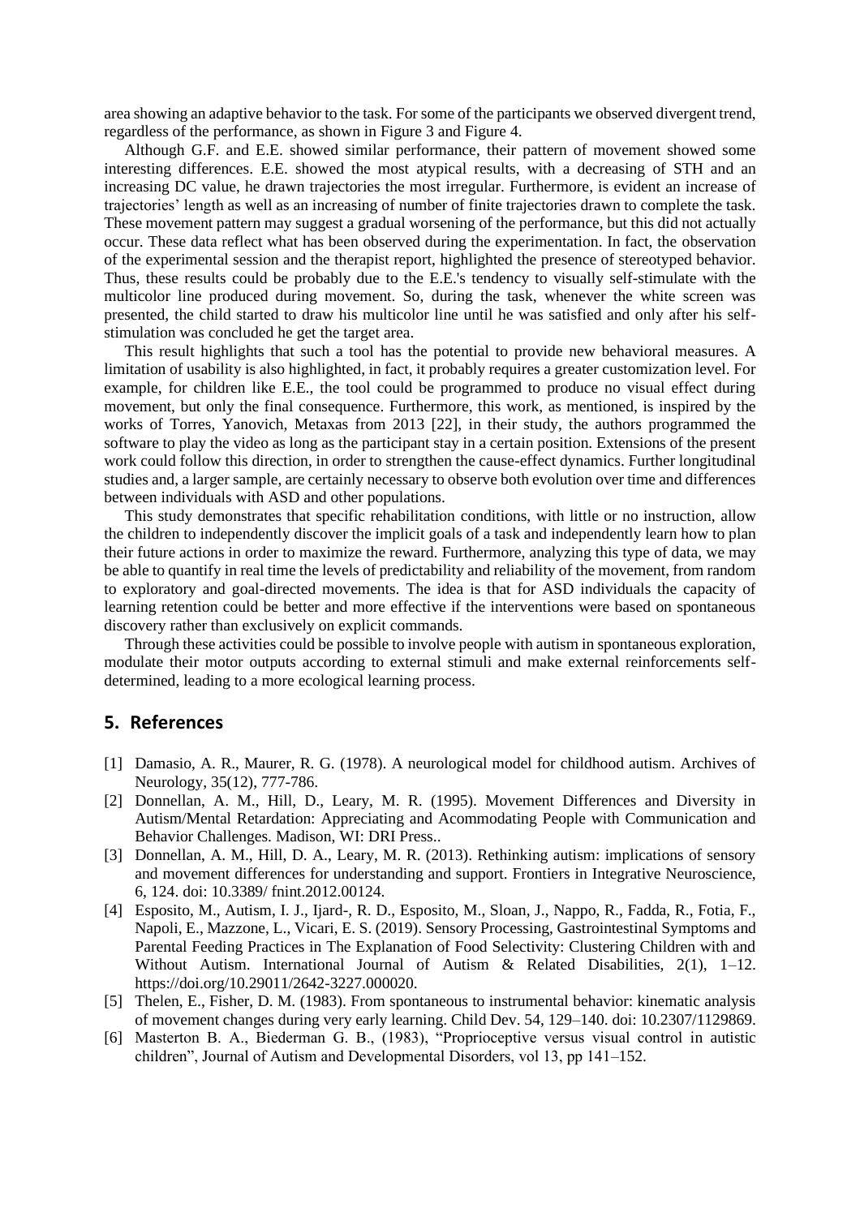area showing an adaptive behavior to the task. For some of the participants we observed divergent trend, regardless of the performance, as shown in Figure 3 and Figure 4.

Although G.F. and E.E. showed similar performance, their pattern of movement showed some interesting differences. E.E. showed the most atypical results, with a decreasing of STH and an increasing DC value, he drawn trajectories the most irregular. Furthermore, is evident an increase of trajectories' length as well as an increasing of number of finite trajectories drawn to complete the task. These movement pattern may suggest a gradual worsening of the performance, but this did not actually occur. These data reflect what has been observed during the experimentation. In fact, the observation of the experimental session and the therapist report, highlighted the presence of stereotyped behavior. Thus, these results could be probably due to the E.E.'s tendency to visually self-stimulate with the multicolor line produced during movement. So, during the task, whenever the white screen was presented, the child started to draw his multicolor line until he was satisfied and only after his self-stimulation was concluded he get the target area.

This result highlights that such a tool has the potential to provide new behavioral measures. A limitation of usability is also highlighted, in fact, it probably requires a greater customization level. For example, for children like E.E., the tool could be programmed to produce no visual effect during movement, but only the final consequence. Furthermore, this work, as mentioned, is inspired by the works of Torres, Yanovich, Metaxas from 2013 [22], in their study, the authors programmed the software to play the video as long as the participant stay in a certain position. Extensions of the present work could follow this direction, in order to strengthen the cause-effect dynamics. Further longitudinal studies and, a larger sample, are certainly necessary to observe both evolution over time and differences between individuals with ASD and other populations.

This study demonstrates that specific rehabilitation conditions, with little or no instruction, allow the children to independently discover the implicit goals of a task and independently learn how to plan their future actions in order to maximize the reward. Furthermore, analyzing this type of data, we may be able to quantify in real time the levels of predictability and reliability of the movement, from random to exploratory and goal-directed movements. The idea is that for ASD individuals the capacity of learning retention could be better and more effective if the interventions were based on spontaneous discovery rather than exclusively on explicit commands.

Through these activities could be possible to involve people with autism in spontaneous exploration, modulate their motor outputs according to external stimuli and make external reinforcements self-determined, leading to a more ecological learning process.

## 5. References

[1] Damasio, A. R., Maurer, R. G. (1978). A neurological model for childhood autism. Archives of Neurology, 35(12), 777-786.

[2] Donnellan, A. M., Hill, D., Leary, M. R. (1995). Movement Differences and Diversity in Autism/Mental Retardation: Appreciating and Acommodating People with Communication and Behavior Challenges. Madison, WI: DRI Press..

[3] Donnellan, A. M., Hill, D. A., Leary, M. R. (2013). Rethinking autism: implications of sensory and movement differences for understanding and support. Frontiers in Integrative Neuroscience, 6, 124. doi: 10.3389/ fnint.2012.00124.

[4] Esposito, M., Autism, I. J., Ijard-, R. D., Esposito, M., Sloan, J., Nappo, R., Fadda, R., Fotia, F., Napoli, E., Mazzone, L., Vicari, E. S. (2019). Sensory Processing, Gastrointestinal Symptoms and Parental Feeding Practices in The Explanation of Food Selectivity: Clustering Children with and Without Autism. International Journal of Autism & Related Disabilities, 2(1), 1–12. https://doi.org/10.29011/2642-3227.000020.

[5] Thelen, E., Fisher, D. M. (1983). From spontaneous to instrumental behavior: kinematic analysis of movement changes during very early learning. Child Dev. 54, 129–140. doi: 10.2307/1129869.

[6] Masterton B. A., Biederman G. B., (1983), "Proprioceptive versus visual control in autistic children", Journal of Autism and Developmental Disorders, vol 13, pp 141–152.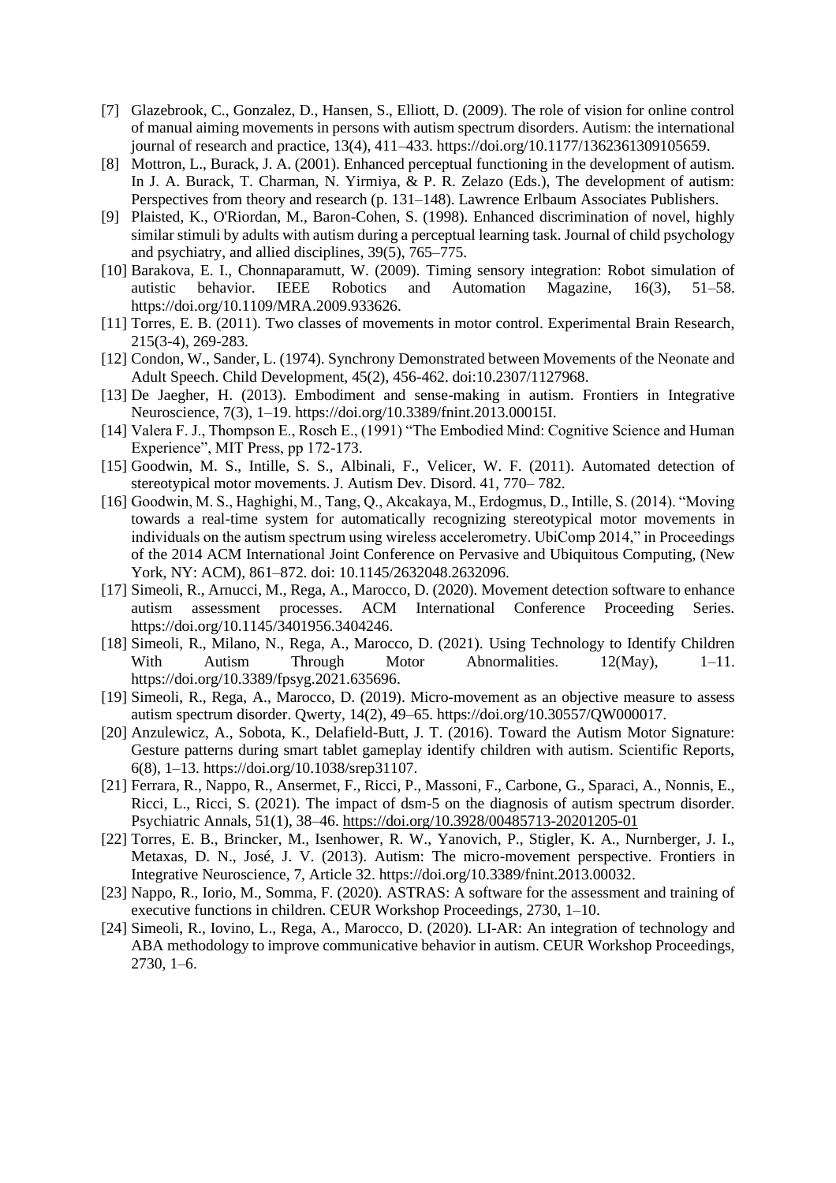[7] Glazebrook, C., Gonzalez, D., Hansen, S., Elliott, D. (2009). The role of vision for online control of manual aiming movements in persons with autism spectrum disorders. Autism: the international journal of research and practice, 13(4), 411–433. https://doi.org/10.1177/1362361309105659.

[8] Mottron, L., Burack, J. A. (2001). Enhanced perceptual functioning in the development of autism. In J. A. Burack, T. Charman, N. Yirmiya, & P. R. Zelazo (Eds.), The development of autism: Perspectives from theory and research (p. 131–148). Lawrence Erlbaum Associates Publishers.

[9] Plaisted, K., O'Riordan, M., Baron-Cohen, S. (1998). Enhanced discrimination of novel, highly similar stimuli by adults with autism during a perceptual learning task. Journal of child psychology and psychiatry, and allied disciplines, 39(5), 765–775.

[10] Barakova, E. I., Chonnaparamutt, W. (2009). Timing sensory integration: Robot simulation of autistic behavior. IEEE Robotics and Automation Magazine, 16(3), 51–58. https://doi.org/10.1109/MRA.2009.933626.

[11] Torres, E. B. (2011). Two classes of movements in motor control. Experimental Brain Research, 215(3-4), 269-283.

[12] Condon, W., Sander, L. (1974). Synchrony Demonstrated between Movements of the Neonate and Adult Speech. Child Development, 45(2), 456-462. doi:10.2307/1127968.

[13] De Jaegher, H. (2013). Embodiment and sense-making in autism. Frontiers in Integrative Neuroscience, 7(3), 1–19. https://doi.org/10.3389/fnint.2013.00015I.

[14] Valera F. J., Thompson E., Rosch E., (1991) "The Embodied Mind: Cognitive Science and Human Experience", MIT Press, pp 172-173.

[15] Goodwin, M. S., Intille, S. S., Albinali, F., Velicer, W. F. (2011). Automated detection of stereotypical motor movements. J. Autism Dev. Disord. 41, 770– 782.

[16] Goodwin, M. S., Haghighi, M., Tang, Q., Akcakaya, M., Erdogmus, D., Intille, S. (2014). "Moving towards a real-time system for automatically recognizing stereotypical motor movements in individuals on the autism spectrum using wireless accelerometry. UbiComp 2014," in Proceedings of the 2014 ACM International Joint Conference on Pervasive and Ubiquitous Computing, (New York, NY: ACM), 861–872. doi: 10.1145/2632048.2632096.

[17] Simeoli, R., Arnucci, M., Rega, A., Marocco, D. (2020). Movement detection software to enhance autism assessment processes. ACM International Conference Proceeding Series. https://doi.org/10.1145/3401956.3404246.

[18] Simeoli, R., Milano, N., Rega, A., Marocco, D. (2021). Using Technology to Identify Children With Autism Through Motor Abnormalities. 12(May), 1–11. https://doi.org/10.3389/fpsyg.2021.635696.

[19] Simeoli, R., Rega, A., Marocco, D. (2019). Micro-movement as an objective measure to assess autism spectrum disorder. Qwerty, 14(2), 49–65. https://doi.org/10.30557/QW000017.

[20] Anzulewicz, A., Sobota, K., Delafield-Butt, J. T. (2016). Toward the Autism Motor Signature: Gesture patterns during smart tablet gameplay identify children with autism. Scientific Reports, 6(8), 1–13. https://doi.org/10.1038/srep31107.

[21] Ferrara, R., Nappo, R., Ansermet, F., Ricci, P., Massoni, F., Carbone, G., Sparaci, A., Nonnis, E., Ricci, L., Ricci, S. (2021). The impact of dsm-5 on the diagnosis of autism spectrum disorder. Psychiatric Annals, 51(1), 38–46. https://doi.org/10.3928/00485713-20201205-01

[22] Torres, E. B., Brincker, M., Isenhower, R. W., Yanovich, P., Stigler, K. A., Nurnberger, J. I., Metaxas, D. N., José, J. V. (2013). Autism: The micro-movement perspective. Frontiers in Integrative Neuroscience, 7, Article 32. https://doi.org/10.3389/fnint.2013.00032.

[23] Nappo, R., Iorio, M., Somma, F. (2020). ASTRAS: A software for the assessment and training of executive functions in children. CEUR Workshop Proceedings, 2730, 1–10.

[24] Simeoli, R., Iovino, L., Rega, A., Marocco, D. (2020). LI-AR: An integration of technology and ABA methodology to improve communicative behavior in autism. CEUR Workshop Proceedings, 2730, 1–6.